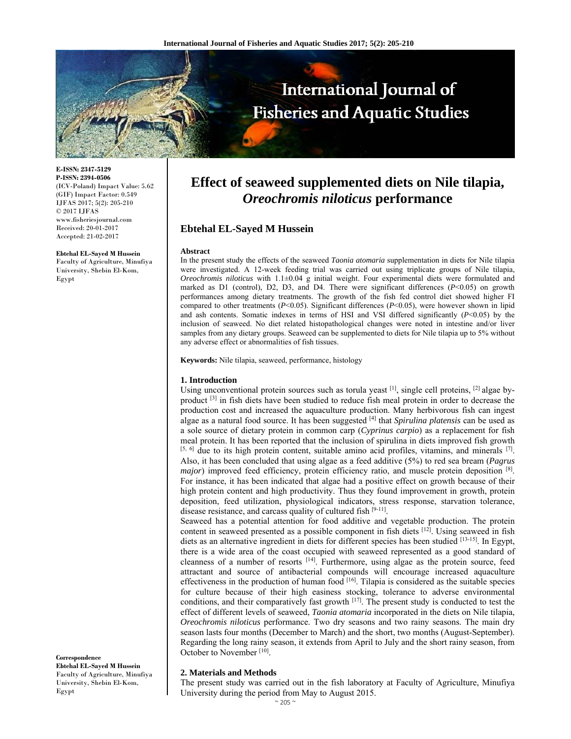E-ISSN: 2347-5129
P-ISSN: 2394-0506
(ICV-Poland) Impact Value: 5.62
(GIF) Impact Factor: 0.549
IJFAS 2017; 5(2): 205-210
© 2017 IJFAS
www.fisheriesjournal.com
Received: 20-01-2017
Accepted: 21-02-2017

**Ebtehal EL-Sayed M Hussein**
Faculty of Agriculture, Minufiya University, Shebin El-Kom, Egypt

**Correspondence**
**Ebtehal EL-Sayed M Hussein**
Faculty of Agriculture, Minufiya University, Shebin El-Kom, Egypt

# Effect of seaweed supplemented diets on Nile tilapia, *Oreochromis niloticus* performance

## Ebtehal EL-Sayed M Hussein

**Abstract**

In the present study the effects of the seaweed *Taonia atomaria* supplementation in diets for Nile tilapia were investigated. A 12-week feeding trial was carried out using triplicate groups of Nile tilapia, *Oreochromis niloticus* with 1.1±0.04 g initial weight. Four experimental diets were formulated and marked as D1 (control), D2, D3, and D4. There were significant differences ($P<0.05$) on growth performances among dietary treatments. The growth of the fish fed control diet showed higher FI compared to other treatments ($P<0.05$). Significant differences ($P<0.05$), were however shown in lipid and ash contents. Somatic indexes in terms of HSI and VSI differed significantly ($P<0.05$) by the inclusion of seaweed. No diet related histopathological changes were noted in intestine and/or liver samples from any dietary groups. Seaweed can be supplemented to diets for Nile tilapia up to 5% without any adverse effect or abnormalities of fish tissues.

**Keywords:** Nile tilapia, seaweed, performance, histology

### 1. Introduction

Using unconventional protein sources such as torula yeast [1], single cell proteins, [2] algae by-product [3] in fish diets have been studied to reduce fish meal protein in order to decrease the production cost and increased the aquaculture production. Many herbivorous fish can ingest algae as a natural food source. It has been suggested [4] that *Spirulina platensis* can be used as a sole source of dietary protein in common carp (*Cyprinus carpio*) as a replacement for fish meal protein. It has been reported that the inclusion of spirulina in diets improved fish growth [5, 6] due to its high protein content, suitable amino acid profiles, vitamins, and minerals [7]. Also, it has been concluded that using algae as a feed additive (5%) to red sea bream (*Pagrus major*) improved feed efficiency, protein efficiency ratio, and muscle protein deposition [8]. For instance, it has been indicated that algae had a positive effect on growth because of their high protein content and high productivity. Thus they found improvement in growth, protein deposition, feed utilization, physiological indicators, stress response, starvation tolerance, disease resistance, and carcass quality of cultured fish [9-11].

Seaweed has a potential attention for food additive and vegetable production. The protein content in seaweed presented as a possible component in fish diets [12]. Using seaweed in fish diets as an alternative ingredient in diets for different species has been studied [13-15]. In Egypt, there is a wide area of the coast occupied with seaweed represented as a good standard of cleanness of a number of resorts [14]. Furthermore, using algae as the protein source, feed attractant and source of antibacterial compounds will encourage increased aquaculture effectiveness in the production of human food [16]. Tilapia is considered as the suitable species for culture because of their high easiness stocking, tolerance to adverse environmental conditions, and their comparatively fast growth [17]. The present study is conducted to test the effect of different levels of seaweed, *Taonia atomaria* incorporated in the diets on Nile tilapia, *Oreochromis niloticus* performance. Two dry seasons and two rainy seasons. The main dry season lasts four months (December to March) and the short, two months (August-September). Regarding the long rainy season, it extends from April to July and the short rainy season, from October to November [10].

### 2. Materials and Methods

The present study was carried out in the fish laboratory at Faculty of Agriculture, Minufiya University during the period from May to August 2015.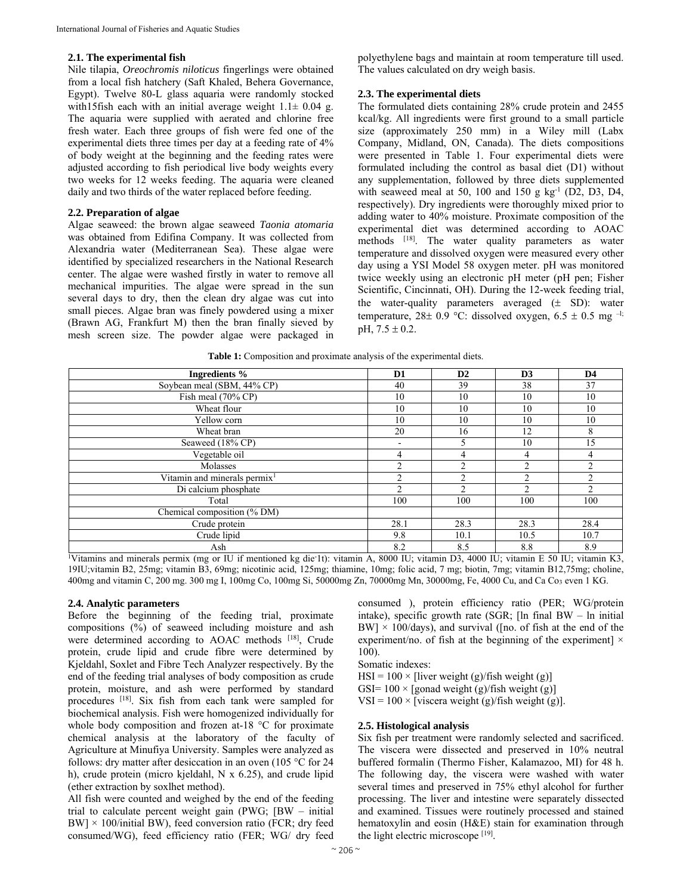### 2.1. The experimental fish

Nile tilapia, *Oreochromis niloticus* fingerlings were obtained from a local fish hatchery (Saft Khaled, Behera Governance, Egypt). Twelve 80-L glass aquaria were randomly stocked with15fish each with an initial average weight 1.1± 0.04 g. The aquaria were supplied with aerated and chlorine free fresh water. Each three groups of fish were fed one of the experimental diets three times per day at a feeding rate of 4% of body weight at the beginning and the feeding rates were adjusted according to fish periodical live body weights every two weeks for 12 weeks feeding. The aquaria were cleaned daily and two thirds of the water replaced before feeding.

### 2.2. Preparation of algae

Algae seaweed: the brown algae seaweed *Taonia atomaria* was obtained from Edifina Company. It was collected from Alexandria water (Mediterranean Sea). These algae were identified by specialized researchers in the National Research center. The algae were washed firstly in water to remove all mechanical impurities. The algae were spread in the sun several days to dry, then the clean dry algae was cut into small pieces. Algae bran was finely powdered using a mixer (Brawn AG, Frankfurt M) then the bran finally sieved by mesh screen size. The powder algae were packaged in polyethylene bags and maintain at room temperature till used. The values calculated on dry weigh basis.

### 2.3. The experimental diets

The formulated diets containing 28% crude protein and 2455 kcal/kg. All ingredients were first ground to a small particle size (approximately 250 mm) in a Wiley mill (Labx Company, Midland, ON, Canada). The diets compositions were presented in Table 1. Four experimental diets were formulated including the control as basal diet (D1) without any supplementation, followed by three diets supplemented with seaweed meal at 50, 100 and 150 g kg$^{-1}$ (D2, D3, D4, respectively). Dry ingredients were thoroughly mixed prior to adding water to 40% moisture. Proximate composition of the experimental diet was determined according to AOAC methods [18]. The water quality parameters as water temperature and dissolved oxygen were measured every other day using a YSI Model 58 oxygen meter. pH was monitored twice weekly using an electronic pH meter (pH pen; Fisher Scientific, Cincinnati, OH). During the 12-week feeding trial, the water-quality parameters averaged (± SD): water temperature, 28± 0.9 °C: dissolved oxygen, 6.5 ± 0.5 mg $^{-l;}$ pH, 7.5 ± 0.2.

**Table 1:** Composition and proximate analysis of the experimental diets.

| Ingredients % | D1 | D2 | D3 | D4 |
|---|---|---|---|---|
| Soybean meal (SBM, 44% CP) | 40 | 39 | 38 | 37 |
| Fish meal (70% CP) | 10 | 10 | 10 | 10 |
| Wheat flour | 10 | 10 | 10 | 10 |
| Yellow corn | 10 | 10 | 10 | 10 |
| Wheat bran | 20 | 16 | 12 | 8 |
| Seaweed (18% CP) | - | 5 | 10 | 15 |
| Vegetable oil | 4 | 4 | 4 | 4 |
| Molasses | 2 | 2 | 2 | 2 |
| Vitamin and minerals permix[1] | 2 | 2 | 2 | 2 |
| Di calcium phosphate | 2 | 2 | 2 | 2 |
| Total | 100 | 100 | 100 | 100 |
| Chemical composition (% DM) | | | | |
| Crude protein | 28.1 | 28.3 | 28.3 | 28.4 |
| Crude lipid | 9.8 | 10.1 | 10.5 | 10.7 |
| Ash | 8.2 | 8.5 | 8.8 | 8.9 |

[1]Vitamins and minerals permix (mg or IU if mentioned kg die-1t): vitamin A, 8000 IU; vitamin D3, 4000 IU; vitamin E 50 IU; vitamin K3, 19IU;vitamin B2, 25mg; vitamin B3, 69mg; nicotinic acid, 125mg; thiamine, 10mg; folic acid, 7 mg; biotin, 7mg; vitamin B12,75mg; choline, 400mg and vitamin C, 200 mg. 300 mg I, 100mg Co, 100mg Si, 50000mg Zn, 70000mg Mn, 30000mg, Fe, 4000 Cu, and Ca $Co_3$ even 1 KG.

### 2.4. Analytic parameters

Before the beginning of the feeding trial, proximate compositions (%) of seaweed including moisture and ash were determined according to AOAC methods [18], Crude protein, crude lipid and crude fibre were determined by Kjeldahl, Soxlet and Fibre Tech Analyzer respectively. By the end of the feeding trial analyses of body composition as crude protein, moisture, and ash were performed by standard procedures [18]. Six fish from each tank were sampled for biochemical analysis. Fish were homogenized individually for whole body composition and frozen at-18 °C for proximate chemical analysis at the laboratory of the faculty of Agriculture at Minufiya University. Samples were analyzed as follows: dry matter after desiccation in an oven (105 °C for 24 h), crude protein (micro kjeldahl, N x 6.25), and crude lipid (ether extraction by soxlhet method).

All fish were counted and weighed by the end of the feeding trial to calculate percent weight gain (PWG; [BW – initial BW] × 100/initial BW), feed conversion ratio (FCR; dry feed consumed/WG), feed efficiency ratio (FER; WG/ dry feed consumed ), protein efficiency ratio (PER; WG/protein intake), specific growth rate (SGR; [ln final BW – ln initial BW] × 100/days), and survival ([no. of fish at the end of the experiment/no. of fish at the beginning of the experiment] × 100).

Somatic indexes:

HSI = 100 × [liver weight (g)/fish weight (g)]

GSI= 100 × [gonad weight (g)/fish weight (g)]

VSI = 100 × [viscera weight (g)/fish weight (g)].

### 2.5. Histological analysis

Six fish per treatment were randomly selected and sacrificed. The viscera were dissected and preserved in 10% neutral buffered formalin (Thermo Fisher, Kalamazoo, MI) for 48 h. The following day, the viscera were washed with water several times and preserved in 75% ethyl alcohol for further processing. The liver and intestine were separately dissected and examined. Tissues were routinely processed and stained hematoxylin and eosin (H&E) stain for examination through the light electric microscope [19].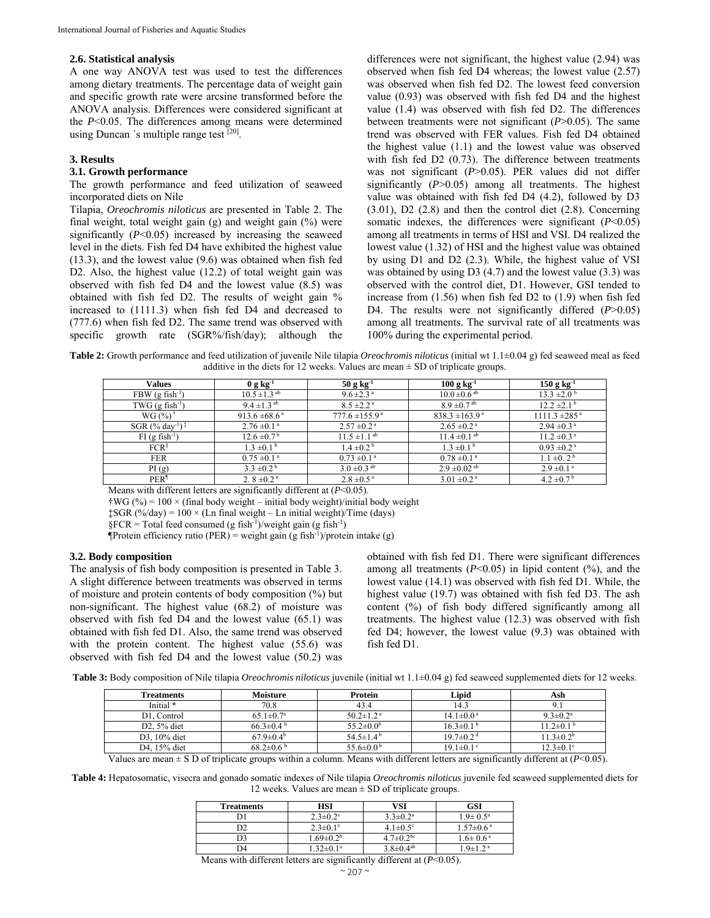### 2.6. Statistical analysis

A one way ANOVA test was used to test the differences among dietary treatments. The percentage data of weight gain and specific growth rate were arcsine transformed before the ANOVA analysis. Differences were considered significant at the $P<0.05$. The differences among means were determined using Duncan ´s multiple range test [20].

## 3. Results

### 3.1. Growth performance

The growth performance and feed utilization of seaweed incorporated diets on Nile Tilapia, *Oreochromis niloticus* are presented in Table 2. The final weight, total weight gain (g) and weight gain (%) were significantly ($P<0.05$) increased by increasing the seaweed level in the diets. Fish fed D4 have exhibited the highest value (13.3), and the lowest value (9.6) was obtained when fish fed D2. Also, the highest value (12.2) of total weight gain was observed with fish fed D4 and the lowest value (8.5) was obtained with fish fed D2. The results of weight gain % increased to (1111.3) when fish fed D4 and decreased to (777.6) when fish fed D2. The same trend was observed with specific growth rate (SGR%/fish/day); although the differences were not significant, the highest value (2.94) was observed when fish fed D4 whereas; the lowest value (2.57) was observed when fish fed D2. The lowest feed conversion value (0.93) was observed with fish fed D4 and the highest value (1.4) was observed with fish fed D2. The differences between treatments were not significant ($P>0.05$). The same trend was observed with FER values. Fish fed D4 obtained the highest value (1.1) and the lowest value was observed with fish fed D2 (0.73). The difference between treatments was not significant ($P>0.05$). PER values did not differ significantly ($P>0.05$) among all treatments. The highest value was obtained with fish fed D4 (4.2), followed by D3 (3.01), D2 (2.8) and then the control diet (2.8). Concerning somatic indexes, the differences were significant ($P<0.05$) among all treatments in terms of HSI and VSI. D4 realized the lowest value (1.32) of HSI and the highest value was obtained by using D1 and D2 (2.3). While, the highest value of VSI was obtained by using D3 (4.7) and the lowest value (3.3) was observed with the control diet, D1. However, GSI tended to increase from (1.56) when fish fed D2 to (1.9) when fish fed D4. The results were not significantly differed ($P>0.05$) among all treatments. The survival rate of all treatments was 100% during the experimental period.

**Table 2:** Growth performance and feed utilization of juvenile Nile tilapia *Oreochromis niloticus* (initial wt 1.1±0.04 g) fed seaweed meal as feed additive in the diets for 12 weeks. Values are mean ± SD of triplicate groups.

| Values | 0 g kg$^{-1}$ | 50 g kg$^{-1}$ | 100 g kg$^{-1}$ | 150 g kg$^{-1}$ |
|---|---|---|---|---|
| FBW (g fish$^{-1}$) | 10.5 ±1.3 $^{ab}$ | 9.6 ±2.3 $^{a}$ | 10.0 ±0.6 $^{ab}$ | 13.3 ±2.0 $^{b}$ |
| TWG (g fish$^{-1}$) | 9.4 ±1.3 $^{ab}$ | 8.5 ±2.2 $^{a}$ | 8.9 ±0.7 $^{ab}$ | 12.2 ±2.1 $^{b}$ |
| WG (%) † | 913.6 ±68.6 $^{a}$ | 777.6 ±155.9 $^{a}$ | 838.3 ±163.9 $^{a}$ | 1111.3 ±285 $^{a}$ |
| SGR (% day$^{-1}$) ‡ | 2.76 ±0.1 $^{a}$ | 2.57 ±0.2 $^{a}$ | 2.65 ±0.2 $^{a}$ | 2.94 ±0.3 $^{a}$ |
| FI (g fish$^{-1}$) | 12.6 ±0.7 $^{b}$ | 11.5 ±1.1 $^{ab}$ | 11.4 ±0.1 $^{ab}$ | 11.2 ±0.3 $^{a}$ |
| FCR§ | 1.3 ±0.1 $^{b}$ | 1.4 ±0.2 $^{b}$ | 1.3 ±0.1 $^{b}$ | 0.93 ±0.2 $^{a}$ |
| FER | 0.75 ±0.1 $^{a}$ | 0.73 ±0.1 $^{a}$ | 0.78 ±0.1 $^{a}$ | 1.1 ±0. 2 $^{b}$ |
| PI (g) | 3.3 ±0.2 $^{b}$ | 3.0 ±0.3 $^{ab}$ | 2.9 ±0.02 $^{ab}$ | 2.9 ±0.1 $^{a}$ |
| PER¶ | 2. 8 ±0.2 $^{a}$ | 2.8 ±0.5 $^{a}$ | 3.01 ±0.2 $^{a}$ | 4.2 ±0.7 $^{b}$ |

Means with different letters are significantly different at ($P<0.05$).

†WG (%) = 100 × (final body weight – initial body weight)/initial body weight

‡SGR (%/day) = 100 × (Ln final weight – Ln initial weight)/Time (days)

§FCR = Total feed consumed (g fish$^{-1}$)/weight gain (g fish$^{-1}$)

¶Protein efficiency ratio (PER) = weight gain (g fish$^{-1}$)/protein intake (g)

### 3.2. Body composition

The analysis of fish body composition is presented in Table 3. A slight difference between treatments was observed in terms of moisture and protein contents of body composition (%) but non-significant. The highest value (68.2) of moisture was observed with fish fed D4 and the lowest value (65.1) was obtained with fish fed D1. Also, the same trend was observed with the protein content. The highest value (55.6) was observed with fish fed D4 and the lowest value (50.2) was obtained with fish fed D1. There were significant differences among all treatments ($P<0.05$) in lipid content (%), and the lowest value (14.1) was observed with fish fed D1. While, the highest value (19.7) was obtained with fish fed D3. The ash content (%) of fish body differed significantly among all treatments. The highest value (12.3) was observed with fish fed D4; however, the lowest value (9.3) was obtained with fish fed D1.

**Table 3:** Body composition of Nile tilapia *Oreochromis niloticus* juvenile (initial wt 1.1±0.04 g) fed seaweed supplemented diets for 12 weeks.

| Treatments | Moisture | Protein | Lipid | Ash |
|---|---|---|---|---|
| Initial * | 70.8 | 43.4 | 14.3 | 9.1 |
| D1, Control | 65.1±0.7$^{a}$ | 50.2±1.2 $^{a}$ | 14.1±0.0 $^{a}$ | 9.3±0.2$^{a}$ |
| D2, 5% diet | 66.3±0.4 $^{b}$ | 55.2±0.0$^{b}$ | 16.3±0.1 $^{b}$ | 11.2±0.1 $^{b}$ |
| D3, 10% diet | 67.9±0.4$^{b}$ | 54.5±1.4 $^{b}$ | 19.7±0.2 $^{d}$ | 11.3±0.2$^{b}$ |
| D4, 15% diet | 68.2±0.6 $^{b}$ | 55.6±0.0 $^{b}$ | 19.1±0.1 $^{c}$ | 12.3±0.1$^{c}$ |

Values are mean ± S D of triplicate groups within a column. Means with different letters are significantly different at ($P<0.05$).

**Table 4:** Hepatosomatic, visecra and gonado somatic indexes of Nile tilapia *Oreochromis niloticus* juvenile fed seaweed supplemented diets for 12 weeks. Values are mean ± SD of triplicate groups.

| Treatments | HSI | VSI | GSI |
|---|---|---|---|
| D1 | 2.3±0.2$^{c}$ | 3.3±0.2$^{a}$ | 1.9± 0.5$^{a}$ |
| D2 | 2.3±0.1$^{c}$ | 4.1±0.5$^{c}$ | 1.57±0.6 $^{a}$ |
| D3 | 1.69±0.2$^{b}$ | 4.7±0.2$^{bc}$ | 1.6± 0.6 $^{a}$ |
| D4 | 1.32±0.1$^{a}$ | 3.8±0.4$^{ab}$ | 1.9±1.2 $^{a}$ |

Means with different letters are significantly different at ($P<0.05$).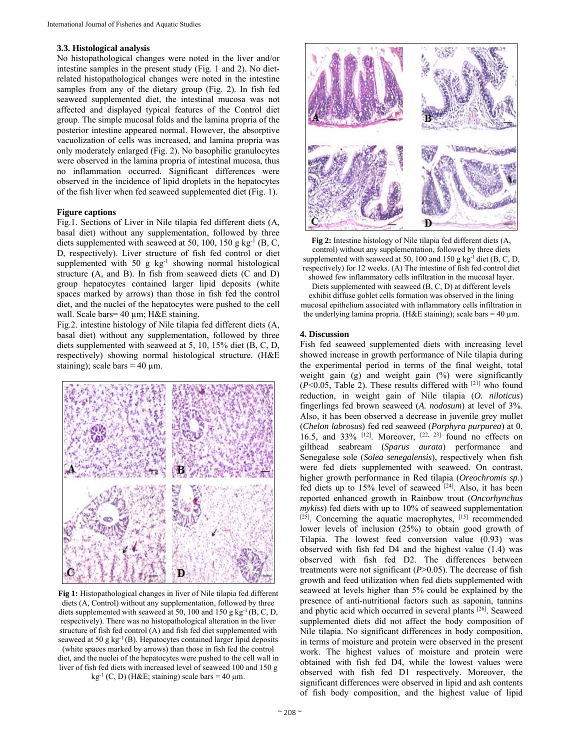### 3.3. Histological analysis

No histopathological changes were noted in the liver and/or intestine samples in the present study (Fig. 1 and 2). No diet-related histopathological changes were noted in the intestine samples from any of the dietary group (Fig. 2). In fish fed seaweed supplemented diet, the intestinal mucosa was not affected and displayed typical features of the Control diet group. The simple mucosal folds and the lamina propria of the posterior intestine appeared normal. However, the absorptive vacuolization of cells was increased, and lamina propria was only moderately enlarged (Fig. 2). No basophilic granulocytes were observed in the lamina propria of intestinal mucosa, thus no inflammation occurred. Significant differences were observed in the incidence of lipid droplets in the hepatocytes of the fish liver when fed seaweed supplemented diet (Fig. 1).

**Figure captions**

Fig.1. Sections of Liver in Nile tilapia fed different diets (A, basal diet) without any supplementation, followed by three diets supplemented with seaweed at 50, 100, 150 g kg$^{-1}$ (B, C, D, respectively). Liver structure of fish fed control or diet supplemented with 50 g kg$^{-1}$ showing normal histological structure (A, and B). In fish from seaweed diets (C and D) group hepatocytes contained larger lipid deposits (white spaces marked by arrows) than those in fish fed the control diet, and the nuclei of the hepatocytes were pushed to the cell wall. Scale bars= 40 µm; H&E staining.

Fig.2. intestine histology of Nile tilapia fed different diets (A, basal diet) without any supplementation, followed by three diets supplemented with seaweed at 5, 10, 15% diet (B, C, D, respectively) showing normal histological structure. (H&E staining); scale bars = 40 µm.

**Fig 1:** Histopathological changes in liver of Nile tilapia fed different diets (A, Control) without any supplementation, followed by three diets supplemented with seaweed at 50, 100 and 150 g kg$^{-1}$ (B, C, D, respectively). There was no histopathological alteration in the liver structure of fish fed control (A) and fish fed diet supplemented with seaweed at 50 g kg$^{-1}$ (B). Hepatocytes contained larger lipid deposits (white spaces marked by arrows) than those in fish fed the control diet, and the nuclei of the hepatocytes were pushed to the cell wall in liver of fish fed diets with increased level of seaweed 100 and 150 g kg$^{-1}$ (C, D) (H&E; staining) scale bars = 40 µm.

**Fig 2:** Intestine histology of Nile tilapia fed different diets (A, control) without any supplementation, followed by three diets supplemented with seaweed at 50, 100 and 150 g kg$^{-1}$ diet (B, C, D, respectively) for 12 weeks. (A) The intestine of fish fed control diet showed few inflammatory cells infiltration in the mucosal layer. Diets supplemented with seaweed (B, C, D) at different levels exhibit diffuse goblet cells formation was observed in the lining mucosal epithelium associated with inflammatory cells infiltration in the underlying lamina propria. (H&E staining); scale bars = 40 µm.

## 4. Discussion

Fish fed seaweed supplemented diets with increasing level showed increase in growth performance of Nile tilapia during the total experimental period in terms of the final weight, total weight gain (g) and weight gain (%) were significantly ($P<0.05$, Table 2). These results differed with [21] who found reduction, in weight gain of Nile tilapia (*O. niloticus*) fingerlings fed brown seaweed (*A. nodosum*) at level of 3%. Also, it has been observed a decrease in juvenile grey mullet (*Chelon labrosus*) fed red seaweed (*Porphyra purpurea*) at 0, 16.5, and 33% [12]. Moreover, [22, 23] found no effects on gilthead seabream (*Sparus aurata*) performance and Senegalese sole (*Solea senegalensis*), respectively when fish were fed diets supplemented with seaweed. On contrast, higher growth performance in Red tilapia (*Oreochromis sp.*) fed diets up to 15% level of seaweed [24]. Also, it has been reported enhanced growth in Rainbow trout (*Oncorhynchus mykiss*) fed diets with up to 10% of seaweed supplementation [25]. Concerning the aquatic macrophytes, [15] recommended lower levels of inclusion (25%) to obtain good growth of Tilapia. The lowest feed conversion value (0.93) was observed with fish fed D4 and the highest value (1.4) was observed with fish fed D2. The differences between treatments were not significant ($P>0.05$). The decrease of fish growth and feed utilization when fed diets supplemented with seaweed at levels higher than 5% could be explained by the presence of anti-nutritional factors such as saponin, tannins and phytic acid which occurred in several plants [26]. Seaweed supplemented diets did not affect the body composition of Nile tilapia. No significant differences in body composition, in terms of moisture and protein were observed in the present work. The highest values of moisture and protein were obtained with fish fed D4, while the lowest values were observed with fish fed D1 respectively. Moreover, the significant differences were observed in lipid and ash contents of fish body composition, and the highest value of lipid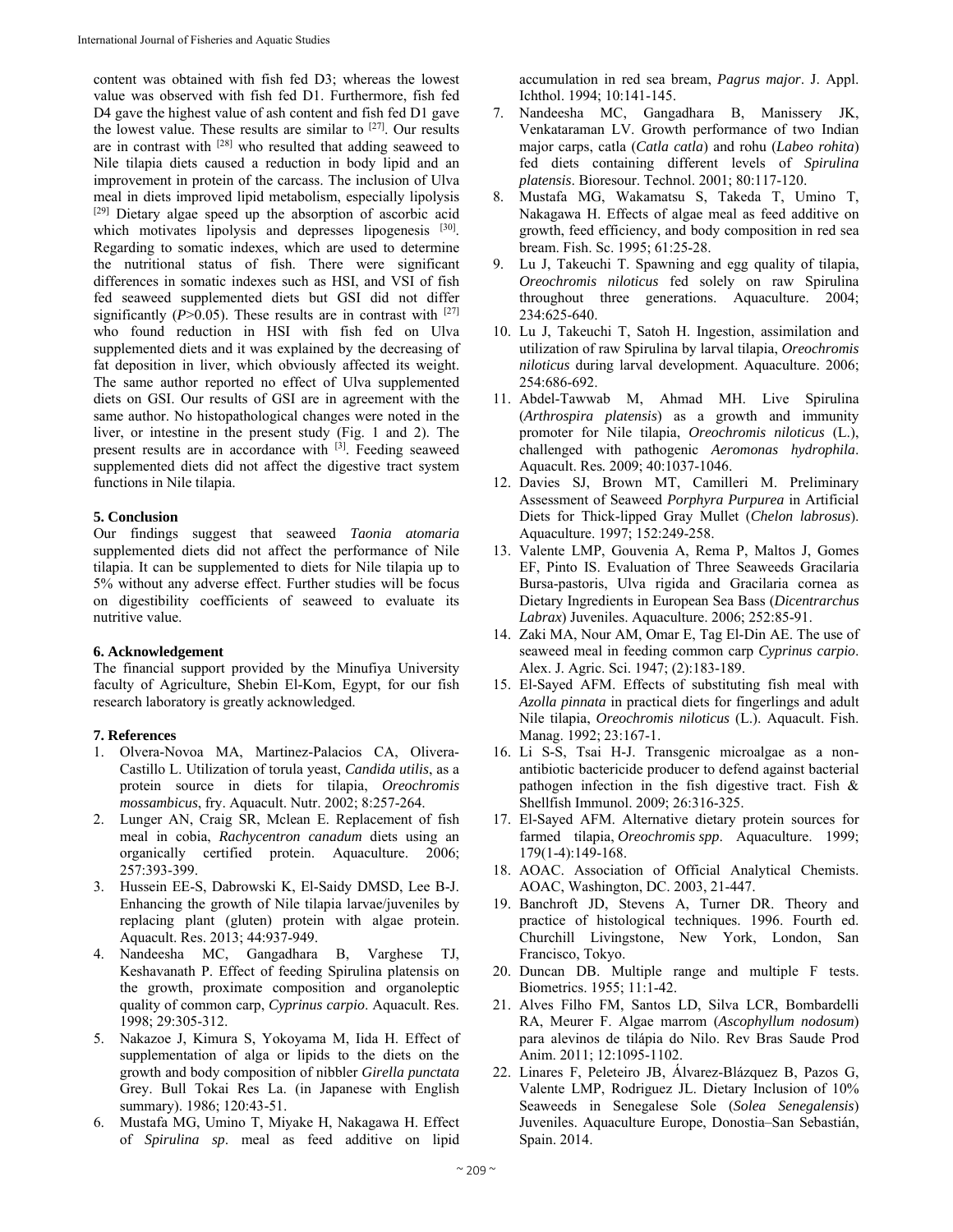content was obtained with fish fed D3; whereas the lowest value was observed with fish fed D1. Furthermore, fish fed D4 gave the highest value of ash content and fish fed D1 gave the lowest value. These results are similar to [27]. Our results are in contrast with [28] who resulted that adding seaweed to Nile tilapia diets caused a reduction in body lipid and an improvement in protein of the carcass. The inclusion of Ulva meal in diets improved lipid metabolism, especially lipolysis [29] Dietary algae speed up the absorption of ascorbic acid which motivates lipolysis and depresses lipogenesis [30]. Regarding to somatic indexes, which are used to determine the nutritional status of fish. There were significant differences in somatic indexes such as HSI, and VSI of fish fed seaweed supplemented diets but GSI did not differ significantly ($P$>0.05). These results are in contrast with [27] who found reduction in HSI with fish fed on Ulva supplemented diets and it was explained by the decreasing of fat deposition in liver, which obviously affected its weight. The same author reported no effect of Ulva supplemented diets on GSI. Our results of GSI are in agreement with the same author. No histopathological changes were noted in the liver, or intestine in the present study (Fig. 1 and 2). The present results are in accordance with [3]. Feeding seaweed supplemented diets did not affect the digestive tract system functions in Nile tilapia.

## 5. Conclusion

Our findings suggest that seaweed *Taonia atomaria* supplemented diets did not affect the performance of Nile tilapia. It can be supplemented to diets for Nile tilapia up to 5% without any adverse effect. Further studies will be focus on digestibility coefficients of seaweed to evaluate its nutritive value.

## 6. Acknowledgement

The financial support provided by the Minufiya University faculty of Agriculture, Shebin El-Kom, Egypt, for our fish research laboratory is greatly acknowledged.

## 7. References

1. Olvera-Novoa MA, Martinez-Palacios CA, Olivera-Castillo L. Utilization of torula yeast, *Candida utilis*, as a protein source in diets for tilapia, *Oreochromis mossambicus*, fry. Aquacult. Nutr. 2002; 8:257-264.
2. Lunger AN, Craig SR, Mclean E. Replacement of fish meal in cobia, *Rachycentron canadum* diets using an organically certified protein. Aquaculture. 2006; 257:393-399.
3. Hussein EE-S, Dabrowski K, El-Saidy DMSD, Lee B-J. Enhancing the growth of Nile tilapia larvae/juveniles by replacing plant (gluten) protein with algae protein. Aquacult. Res. 2013; 44:937-949.
4. Nandeesha MC, Gangadhara B, Varghese TJ, Keshavanath P. Effect of feeding Spirulina platensis on the growth, proximate composition and organoleptic quality of common carp, *Cyprinus carpio*. Aquacult. Res. 1998; 29:305-312.
5. Nakazoe J, Kimura S, Yokoyama M, Iida H. Effect of supplementation of alga or lipids to the diets on the growth and body composition of nibbler *Girella punctata* Grey. Bull Tokai Res La. (in Japanese with English summary). 1986; 120:43-51.
6. Mustafa MG, Umino T, Miyake H, Nakagawa H. Effect of *Spirulina sp*. meal as feed additive on lipid accumulation in red sea bream, *Pagrus major*. J. Appl. Ichthol. 1994; 10:141-145.
7. Nandeesha MC, Gangadhara B, Manissery JK, Venkataraman LV. Growth performance of two Indian major carps, catla (*Catla catla*) and rohu (*Labeo rohita*) fed diets containing different levels of *Spirulina platensis*. Bioresour. Technol. 2001; 80:117-120.
8. Mustafa MG, Wakamatsu S, Takeda T, Umino T, Nakagawa H. Effects of algae meal as feed additive on growth, feed efficiency, and body composition in red sea bream. Fish. Sc. 1995; 61:25-28.
9. Lu J, Takeuchi T. Spawning and egg quality of tilapia, *Oreochromis niloticus* fed solely on raw Spirulina throughout three generations. Aquaculture. 2004; 234:625-640.
10. Lu J, Takeuchi T, Satoh H. Ingestion, assimilation and utilization of raw Spirulina by larval tilapia, *Oreochromis niloticus* during larval development. Aquaculture. 2006; 254:686-692.
11. Abdel-Tawwab M, Ahmad MH. Live Spirulina (*Arthrospira platensis*) as a growth and immunity promoter for Nile tilapia, *Oreochromis niloticus* (L.), challenged with pathogenic *Aeromonas hydrophila*. Aquacult. Res. 2009; 40:1037-1046.
12. Davies SJ, Brown MT, Camilleri M. Preliminary Assessment of Seaweed *Porphyra Purpurea* in Artificial Diets for Thick-lipped Gray Mullet (*Chelon labrosus*). Aquaculture. 1997; 152:249-258.
13. Valente LMP, Gouvenia A, Rema P, Maltos J, Gomes EF, Pinto IS. Evaluation of Three Seaweeds Gracilaria Bursa-pastoris, Ulva rigida and Gracilaria cornea as Dietary Ingredients in European Sea Bass (*Dicentrarchus Labrax*) Juveniles. Aquaculture. 2006; 252:85-91.
14. Zaki MA, Nour AM, Omar E, Tag El-Din AE. The use of seaweed meal in feeding common carp *Cyprinus carpio*. Alex. J. Agric. Sci. 1947; (2):183-189.
15. El-Sayed AFM. Effects of substituting fish meal with *Azolla pinnata* in practical diets for fingerlings and adult Nile tilapia, *Oreochromis niloticus* (L.). Aquacult. Fish. Manag. 1992; 23:167-1.
16. Li S-S, Tsai H-J. Transgenic microalgae as a non-antibiotic bactericide producer to defend against bacterial pathogen infection in the fish digestive tract. Fish & Shellfish Immunol. 2009; 26:316-325.
17. El-Sayed AFM. Alternative dietary protein sources for farmed tilapia, *Oreochromis spp*. Aquaculture. 1999; 179(1-4):149-168.
18. AOAC. Association of Official Analytical Chemists. AOAC, Washington, DC. 2003, 21-447.
19. Banchroft JD, Stevens A, Turner DR. Theory and practice of histological techniques. 1996. Fourth ed. Churchill Livingstone, New York, London, San Francisco, Tokyo.
20. Duncan DB. Multiple range and multiple F tests. Biometrics. 1955; 11:1-42.
21. Alves Filho FM, Santos LD, Silva LCR, Bombardelli RA, Meurer F. Algae marrom (*Ascophyllum nodosum*) para alevinos de tilápia do Nilo. Rev Bras Saude Prod Anim. 2011; 12:1095-1102.
22. Linares F, Peleteiro JB, Álvarez-Blázquez B, Pazos G, Valente LMP, Rodriguez JL. Dietary Inclusion of 10% Seaweeds in Senegalese Sole (*Solea Senegalensis*) Juveniles. Aquaculture Europe, Donostia–San Sebastián, Spain. 2014.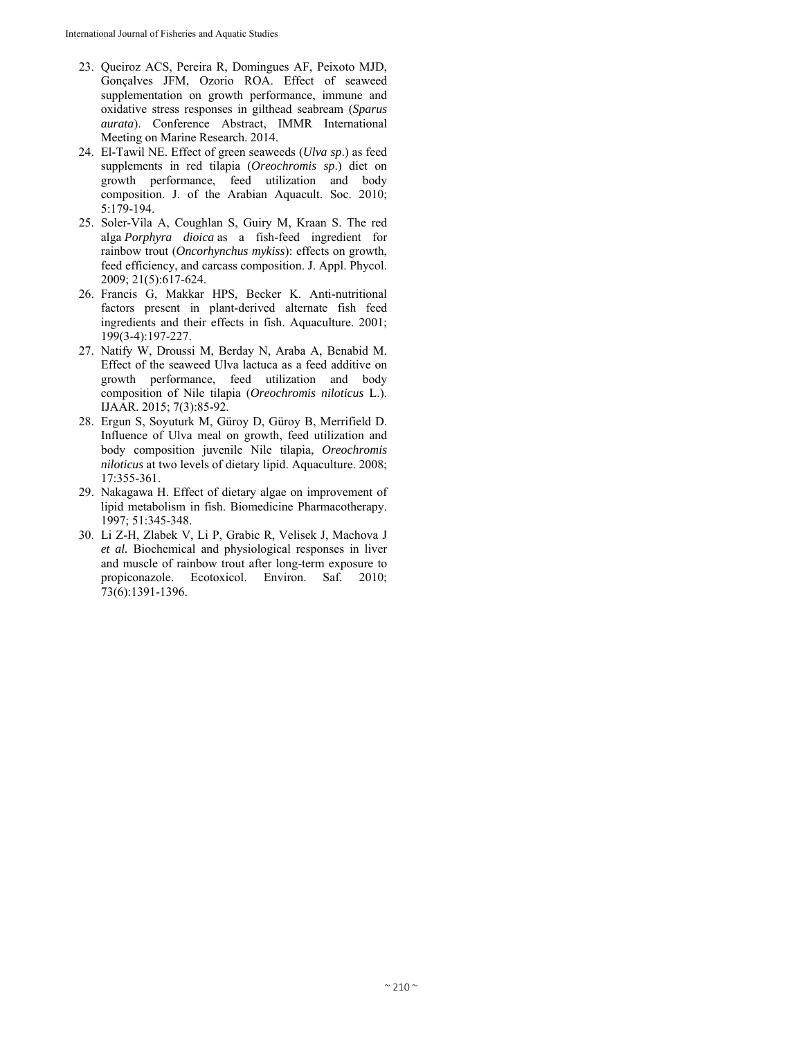23. Queiroz ACS, Pereira R, Domingues AF, Peixoto MJD, Gonçalves JFM, Ozorio ROA. Effect of seaweed supplementation on growth performance, immune and oxidative stress responses in gilthead seabream (*Sparus aurata*). Conference Abstract, IMMR International Meeting on Marine Research. 2014.
24. El-Tawil NE. Effect of green seaweeds (*Ulva sp*.) as feed supplements in red tilapia (*Oreochromis sp*.) diet on growth performance, feed utilization and body composition. J. of the Arabian Aquacult. Soc. 2010; 5:179-194.
25. Soler-Vila A, Coughlan S, Guiry M, Kraan S. The red alga *Porphyra dioica* as a fish-feed ingredient for rainbow trout (*Oncorhynchus mykiss*): effects on growth, feed efficiency, and carcass composition. J. Appl. Phycol. 2009; 21(5):617-624.
26. Francis G, Makkar HPS, Becker K. Anti-nutritional factors present in plant-derived alternate fish feed ingredients and their effects in fish. Aquaculture. 2001; 199(3-4):197-227.
27. Natify W, Droussi M, Berday N, Araba A, Benabid M. Effect of the seaweed Ulva lactuca as a feed additive on growth performance, feed utilization and body composition of Nile tilapia (*Oreochromis niloticus* L.). IJAAR. 2015; 7(3):85-92.
28. Ergun S, Soyuturk M, Güroy D, Güroy B, Merrifield D. Influence of Ulva meal on growth, feed utilization and body composition juvenile Nile tilapia, *Oreochromis niloticus* at two levels of dietary lipid. Aquaculture. 2008; 17:355-361.
29. Nakagawa H. Effect of dietary algae on improvement of lipid metabolism in fish. Biomedicine Pharmacotherapy. 1997; 51:345-348.
30. Li Z-H, Zlabek V, Li P, Grabic R, Velisek J, Machova J *et al.* Biochemical and physiological responses in liver and muscle of rainbow trout after long-term exposure to propiconazole. Ecotoxicol. Environ. Saf. 2010; 73(6):1391-1396.